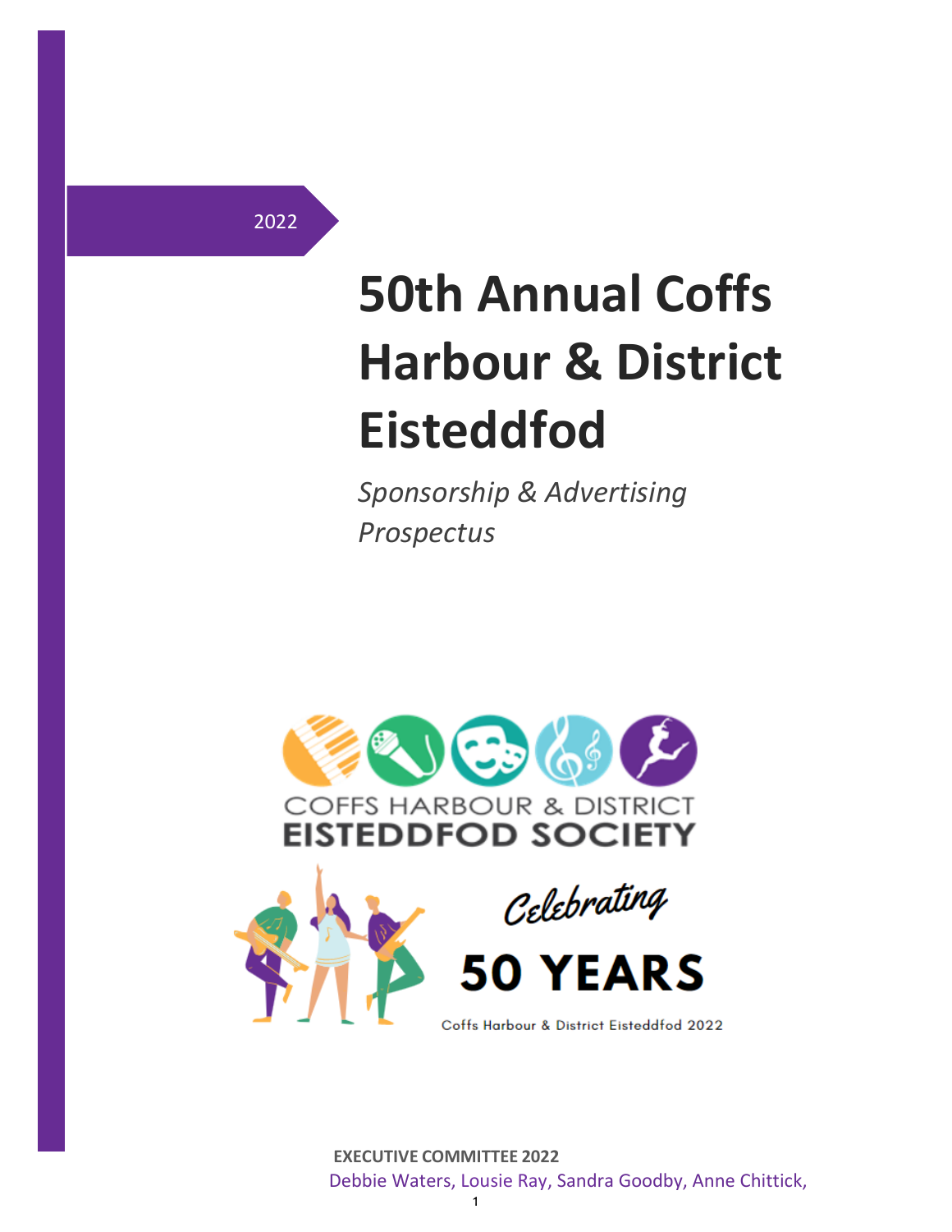2022

# 50th Annual Coffs Harbour & District Eisteddfod

*Sponsorship & Advertising Prospectus*

COFFS HARBOUR & DISTRICT
EISTEDDFOD SOCIETY

Celebrating

50 YEARS

Coffs Harbour & District Eisteddfod 2022

**EXECUTIVE COMMITTEE 2022**

Debbie Waters, Lousie Ray, Sandra Goodby, Anne Chittick,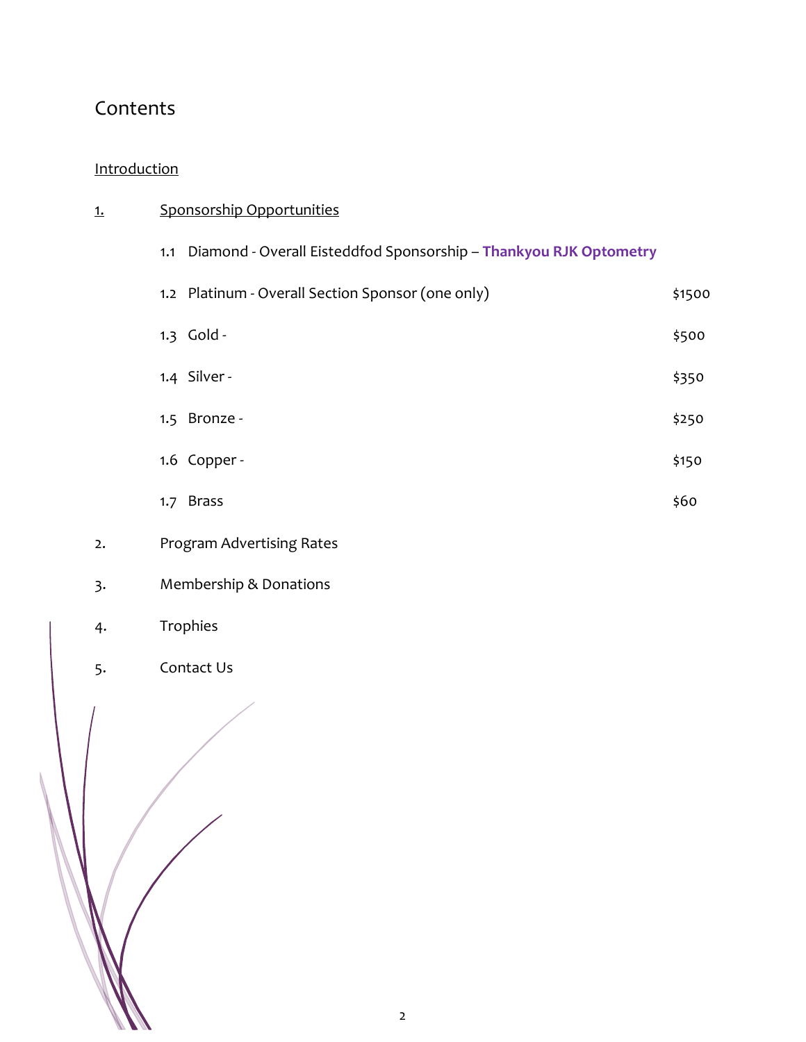# Contents

Introduction

1. Sponsorship Opportunities

   1.1 Diamond - Overall Eisteddfod Sponsorship – **Thankyou RJK Optometry**

   1.2 Platinum - Overall Section Sponsor (one only) $1500

   1.3 Gold - $500

   1.4 Silver - $350

   1.5 Bronze - $250

   1.6 Copper - $150

   1.7 Brass $60

2. Program Advertising Rates

3. Membership & Donations

4. Trophies

5. Contact Us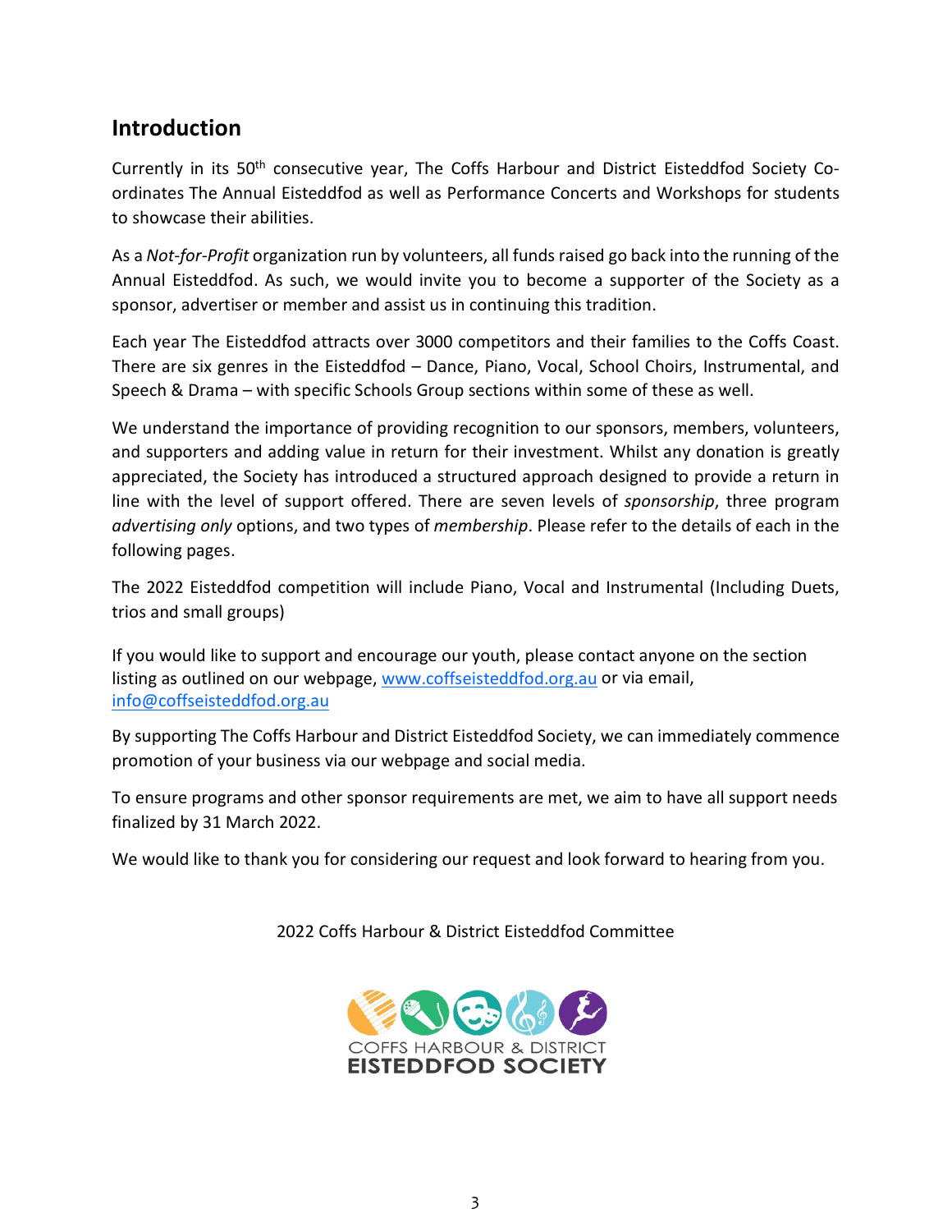## Introduction

Currently in its 50th consecutive year, The Coffs Harbour and District Eisteddfod Society Co-ordinates The Annual Eisteddfod as well as Performance Concerts and Workshops for students to showcase their abilities.

As a *Not-for-Profit* organization run by volunteers, all funds raised go back into the running of the Annual Eisteddfod. As such, we would invite you to become a supporter of the Society as a sponsor, advertiser or member and assist us in continuing this tradition.

Each year The Eisteddfod attracts over 3000 competitors and their families to the Coffs Coast. There are six genres in the Eisteddfod – Dance, Piano, Vocal, School Choirs, Instrumental, and Speech & Drama – with specific Schools Group sections within some of these as well.

We understand the importance of providing recognition to our sponsors, members, volunteers, and supporters and adding value in return for their investment. Whilst any donation is greatly appreciated, the Society has introduced a structured approach designed to provide a return in line with the level of support offered. There are seven levels of *sponsorship*, three program *advertising only* options, and two types of *membership*. Please refer to the details of each in the following pages.

The 2022 Eisteddfod competition will include Piano, Vocal and Instrumental (Including Duets, trios and small groups)

If you would like to support and encourage our youth, please contact anyone on the section listing as outlined on our webpage, [www.coffseisteddfod.org.au](http://www.coffseisteddfod.org.au) or via email, [info@coffseisteddfod.org.au](mailto:info@coffseisteddfod.org.au)

By supporting The Coffs Harbour and District Eisteddfod Society, we can immediately commence promotion of your business via our webpage and social media.

To ensure programs and other sponsor requirements are met, we aim to have all support needs finalized by 31 March 2022.

We would like to thank you for considering our request and look forward to hearing from you.

2022 Coffs Harbour & District Eisteddfod Committee

COFFS HARBOUR & DISTRICT
EISTEDDFOD SOCIETY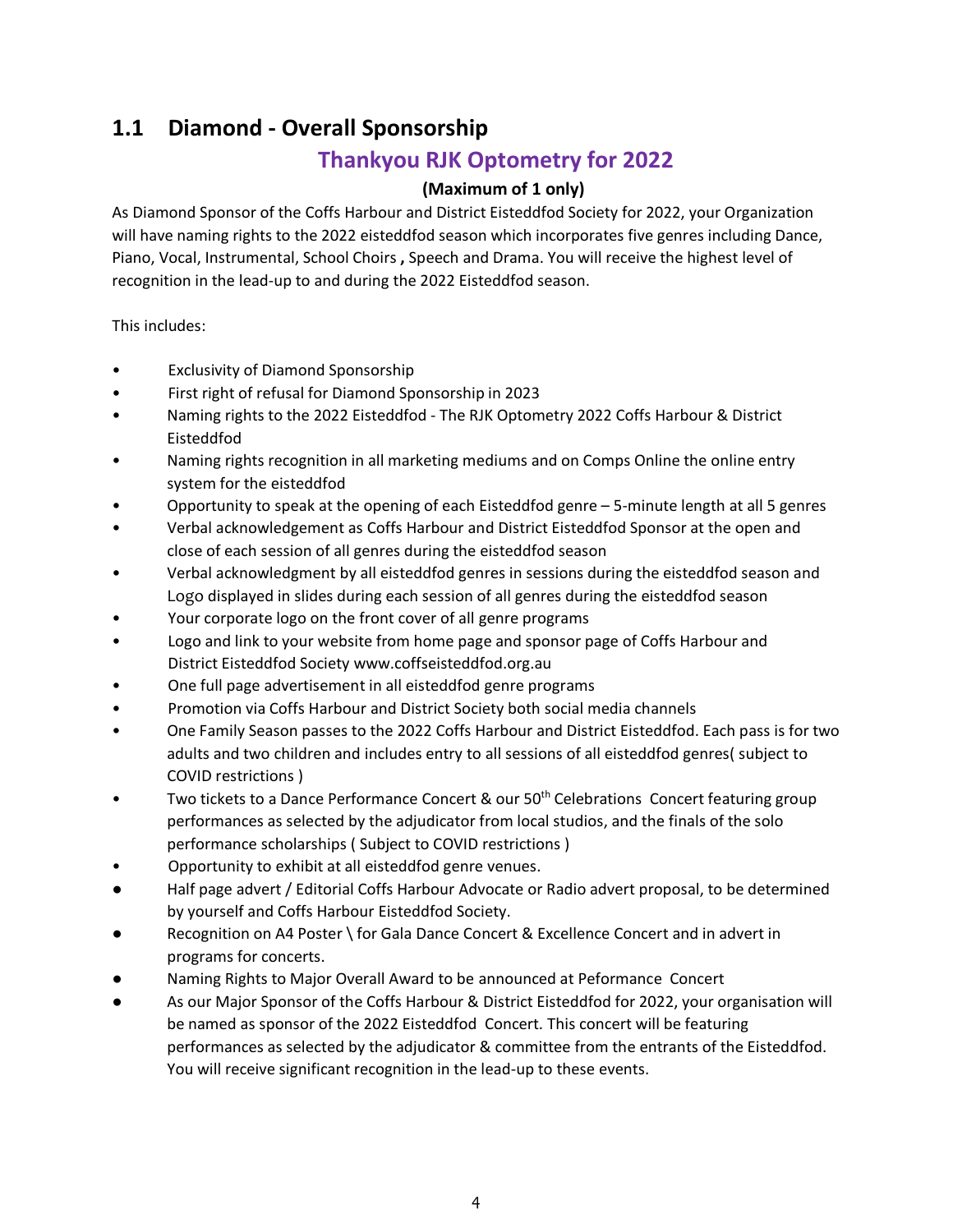## 1.1 Diamond - Overall Sponsorship

### Thankyou RJK Optometry for 2022

**(Maximum of 1 only)**

As Diamond Sponsor of the Coffs Harbour and District Eisteddfod Society for 2022, your Organization will have naming rights to the 2022 eisteddfod season which incorporates five genres including Dance, Piano, Vocal, Instrumental, School Choirs **,** Speech and Drama. You will receive the highest level of recognition in the lead-up to and during the 2022 Eisteddfod season.

This includes:

- Exclusivity of Diamond Sponsorship
- First right of refusal for Diamond Sponsorship in 2023
- Naming rights to the 2022 Eisteddfod - The RJK Optometry 2022 Coffs Harbour & District Eisteddfod
- Naming rights recognition in all marketing mediums and on Comps Online the online entry system for the eisteddfod
- Opportunity to speak at the opening of each Eisteddfod genre – 5-minute length at all 5 genres
- Verbal acknowledgement as Coffs Harbour and District Eisteddfod Sponsor at the open and close of each session of all genres during the eisteddfod season
- Verbal acknowledgment by all eisteddfod genres in sessions during the eisteddfod season and Logo displayed in slides during each session of all genres during the eisteddfod season
- Your corporate logo on the front cover of all genre programs
- Logo and link to your website from home page and sponsor page of Coffs Harbour and District Eisteddfod Society www.coffseisteddfod.org.au
- One full page advertisement in all eisteddfod genre programs
- Promotion via Coffs Harbour and District Society both social media channels
- One Family Season passes to the 2022 Coffs Harbour and District Eisteddfod. Each pass is for two adults and two children and includes entry to all sessions of all eisteddfod genres( subject to COVID restrictions )
- Two tickets to a Dance Performance Concert & our 50th Celebrations Concert featuring group performances as selected by the adjudicator from local studios, and the finals of the solo performance scholarships ( Subject to COVID restrictions )
- Opportunity to exhibit at all eisteddfod genre venues.
- Half page advert / Editorial Coffs Harbour Advocate or Radio advert proposal, to be determined by yourself and Coffs Harbour Eisteddfod Society.
- Recognition on A4 Poster \ for Gala Dance Concert & Excellence Concert and in advert in programs for concerts.
- Naming Rights to Major Overall Award to be announced at Peformance Concert
- As our Major Sponsor of the Coffs Harbour & District Eisteddfod for 2022, your organisation will be named as sponsor of the 2022 Eisteddfod Concert. This concert will be featuring performances as selected by the adjudicator & committee from the entrants of the Eisteddfod. You will receive significant recognition in the lead-up to these events.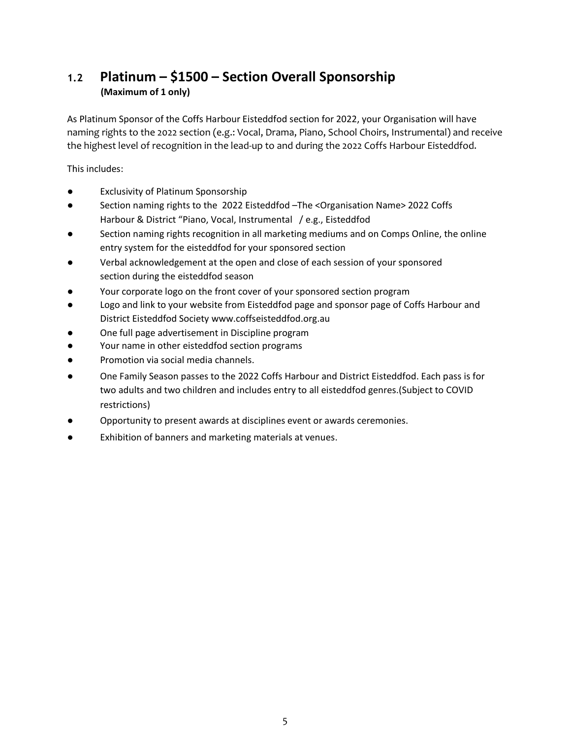## 1.2 Platinum – $1500 – Section Overall Sponsorship

**(Maximum of 1 only)**

As Platinum Sponsor of the Coffs Harbour Eisteddfod section for 2022, your Organisation will have naming rights to the 2022 section (e.g.: Vocal, Drama, Piano, School Choirs, Instrumental) and receive the highest level of recognition in the lead-up to and during the 2022 Coffs Harbour Eisteddfod.

This includes:

- Exclusivity of Platinum Sponsorship
- Section naming rights to the 2022 Eisteddfod –The <Organisation Name> 2022 Coffs Harbour & District "Piano, Vocal, Instrumental / e.g., Eisteddfod
- Section naming rights recognition in all marketing mediums and on Comps Online, the online entry system for the eisteddfod for your sponsored section
- Verbal acknowledgement at the open and close of each session of your sponsored section during the eisteddfod season
- Your corporate logo on the front cover of your sponsored section program
- Logo and link to your website from Eisteddfod page and sponsor page of Coffs Harbour and District Eisteddfod Society www.coffseisteddfod.org.au
- One full page advertisement in Discipline program
- Your name in other eisteddfod section programs
- Promotion via social media channels.
- One Family Season passes to the 2022 Coffs Harbour and District Eisteddfod. Each pass is for two adults and two children and includes entry to all eisteddfod genres.(Subject to COVID restrictions)
- Opportunity to present awards at disciplines event or awards ceremonies.
- Exhibition of banners and marketing materials at venues.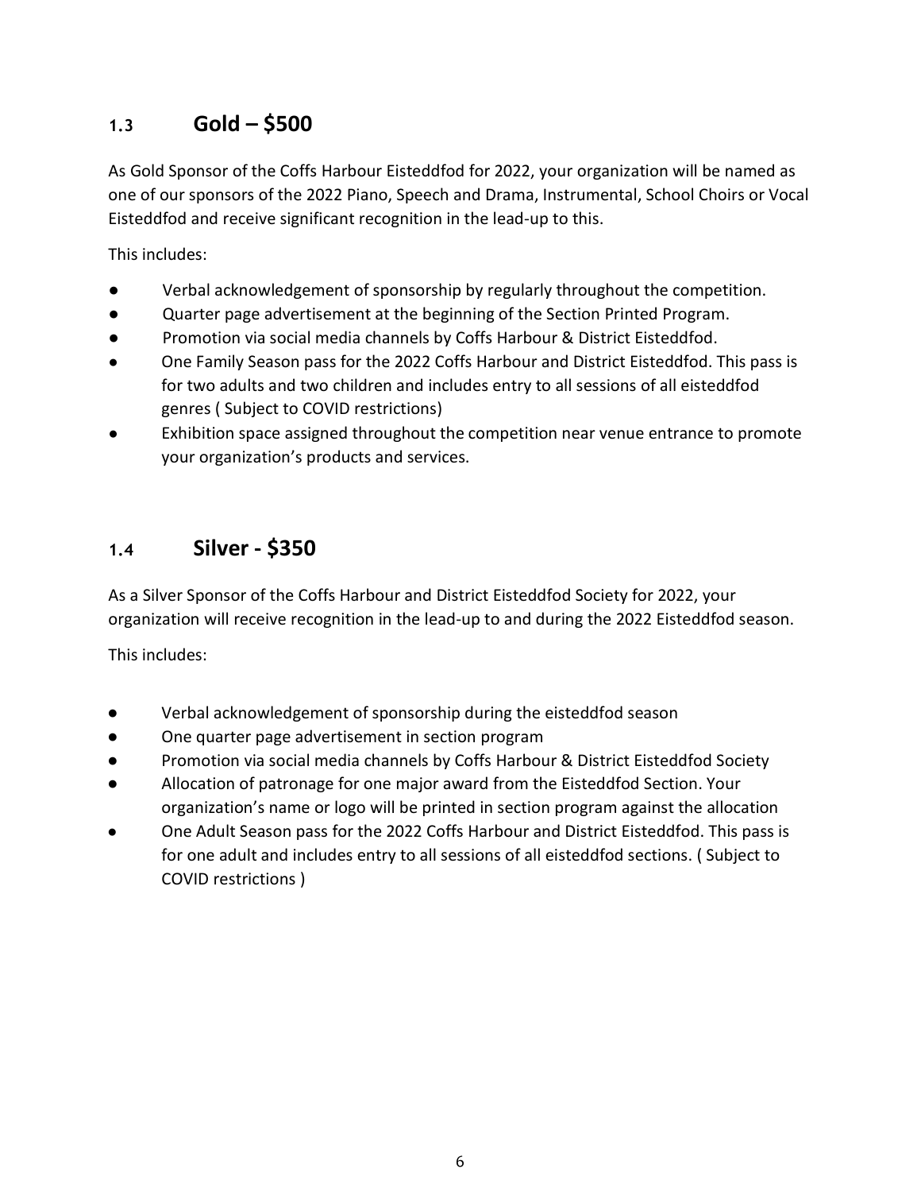## 1.3 Gold – $500

As Gold Sponsor of the Coffs Harbour Eisteddfod for 2022, your organization will be named as one of our sponsors of the 2022 Piano, Speech and Drama, Instrumental, School Choirs or Vocal Eisteddfod and receive significant recognition in the lead-up to this.

This includes:

- Verbal acknowledgement of sponsorship by regularly throughout the competition.
- Quarter page advertisement at the beginning of the Section Printed Program.
- Promotion via social media channels by Coffs Harbour & District Eisteddfod.
- One Family Season pass for the 2022 Coffs Harbour and District Eisteddfod. This pass is for two adults and two children and includes entry to all sessions of all eisteddfod genres ( Subject to COVID restrictions)
- Exhibition space assigned throughout the competition near venue entrance to promote your organization's products and services.

## 1.4 Silver - $350

As a Silver Sponsor of the Coffs Harbour and District Eisteddfod Society for 2022, your organization will receive recognition in the lead-up to and during the 2022 Eisteddfod season.

This includes:

- Verbal acknowledgement of sponsorship during the eisteddfod season
- One quarter page advertisement in section program
- Promotion via social media channels by Coffs Harbour & District Eisteddfod Society
- Allocation of patronage for one major award from the Eisteddfod Section. Your organization's name or logo will be printed in section program against the allocation
- One Adult Season pass for the 2022 Coffs Harbour and District Eisteddfod. This pass is for one adult and includes entry to all sessions of all eisteddfod sections. ( Subject to COVID restrictions )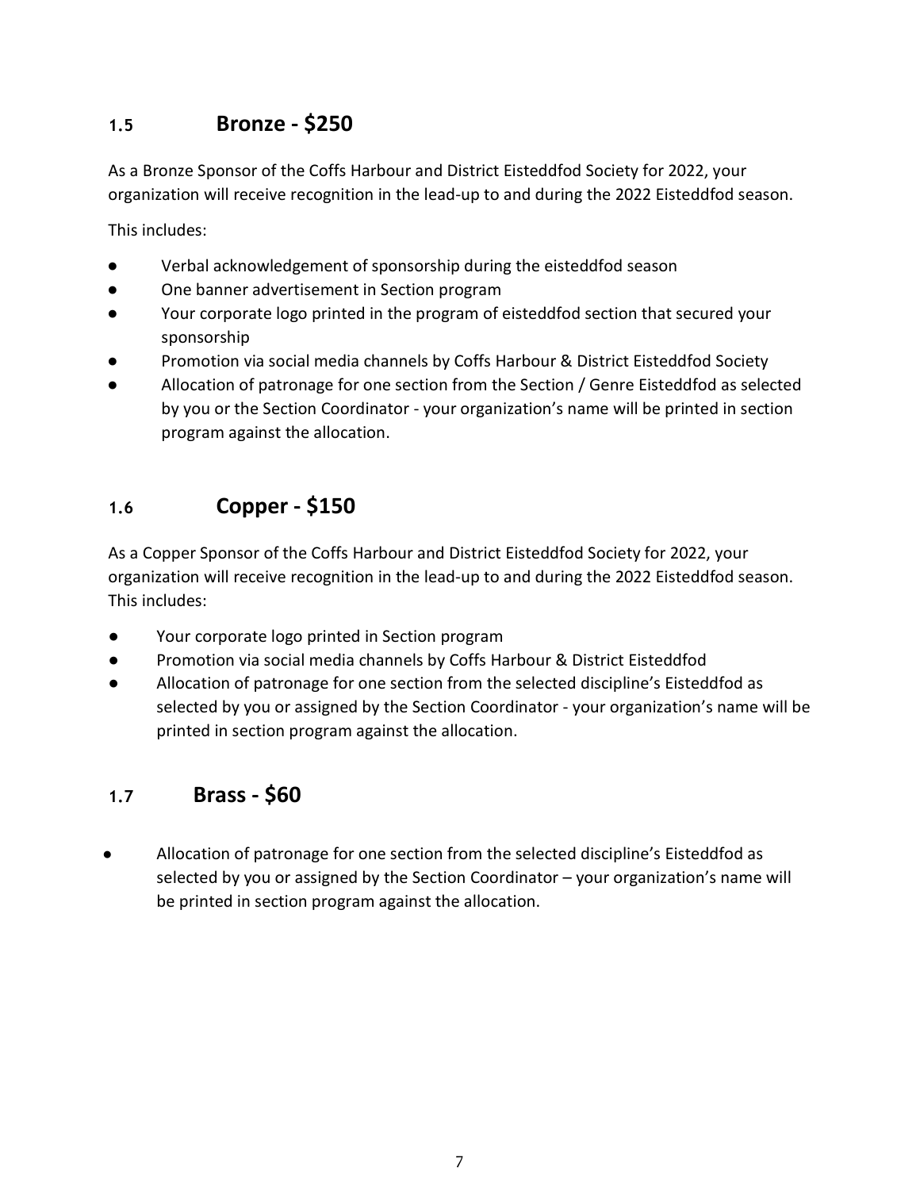## 1.5 Bronze - $250

As a Bronze Sponsor of the Coffs Harbour and District Eisteddfod Society for 2022, your organization will receive recognition in the lead-up to and during the 2022 Eisteddfod season.

This includes:

- Verbal acknowledgement of sponsorship during the eisteddfod season
- One banner advertisement in Section program
- Your corporate logo printed in the program of eisteddfod section that secured your sponsorship
- Promotion via social media channels by Coffs Harbour & District Eisteddfod Society
- Allocation of patronage for one section from the Section / Genre Eisteddfod as selected by you or the Section Coordinator - your organization's name will be printed in section program against the allocation.

## 1.6 Copper - $150

As a Copper Sponsor of the Coffs Harbour and District Eisteddfod Society for 2022, your organization will receive recognition in the lead-up to and during the 2022 Eisteddfod season. This includes:

- Your corporate logo printed in Section program
- Promotion via social media channels by Coffs Harbour & District Eisteddfod
- Allocation of patronage for one section from the selected discipline's Eisteddfod as selected by you or assigned by the Section Coordinator - your organization's name will be printed in section program against the allocation.

## 1.7 Brass - $60

- Allocation of patronage for one section from the selected discipline's Eisteddfod as selected by you or assigned by the Section Coordinator – your organization's name will be printed in section program against the allocation.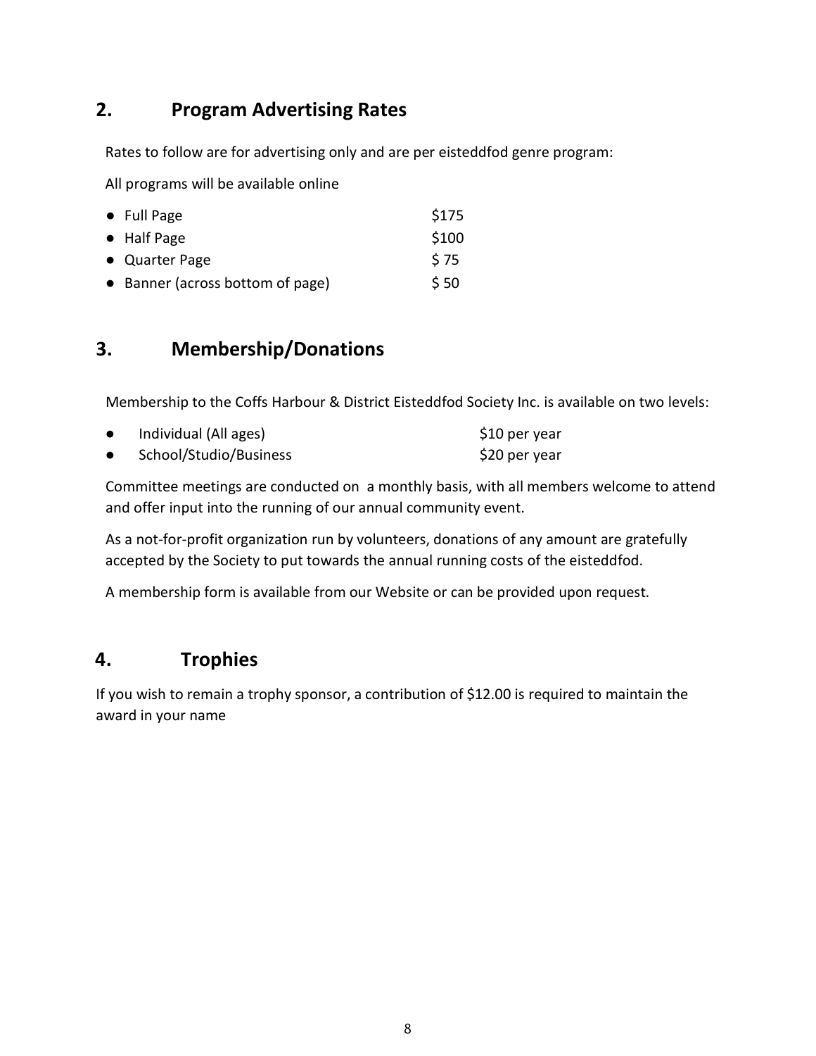## 2. Program Advertising Rates

Rates to follow are for advertising only and are per eisteddfod genre program:

All programs will be available online

- Full Page $175
- Half Page $100
- Quarter Page $ 75
- Banner (across bottom of page) $ 50

## 3. Membership/Donations

Membership to the Coffs Harbour & District Eisteddfod Society Inc. is available on two levels:

- Individual (All ages) $10 per year
- School/Studio/Business $20 per year

Committee meetings are conducted on a monthly basis, with all members welcome to attend and offer input into the running of our annual community event.

As a not-for-profit organization run by volunteers, donations of any amount are gratefully accepted by the Society to put towards the annual running costs of the eisteddfod.

A membership form is available from our Website or can be provided upon request.

## 4. Trophies

If you wish to remain a trophy sponsor, a contribution of $12.00 is required to maintain the award in your name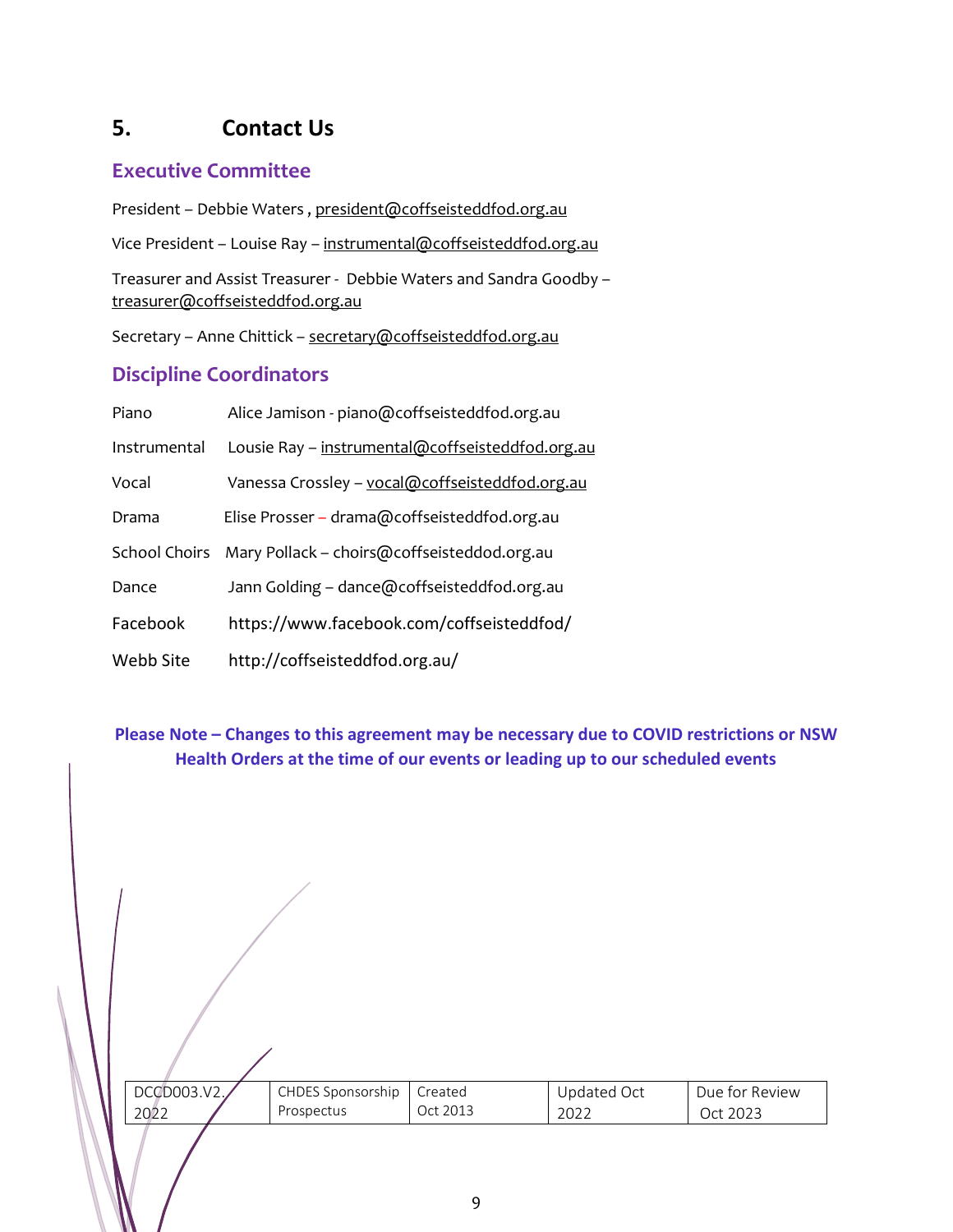## 5. Contact Us

### Executive Committee

President – Debbie Waters , president@coffseisteddfod.org.au

Vice President – Louise Ray – instrumental@coffseisteddfod.org.au

Treasurer and Assist Treasurer - Debbie Waters and Sandra Goodby – treasurer@coffseisteddfod.org.au

Secretary – Anne Chittick – secretary@coffseisteddfod.org.au

### Discipline Coordinators

| | |
|---|---|
| Piano | Alice Jamison - piano@coffseisteddfod.org.au |
| Instrumental | Lousie Ray – instrumental@coffseisteddfod.org.au |
| Vocal | Vanessa Crossley – vocal@coffseisteddfod.org.au |
| Drama | Elise Prosser – drama@coffseisteddfod.org.au |
| School Choirs | Mary Pollack – choirs@coffseisteddod.org.au |
| Dance | Jann Golding – dance@coffseisteddfod.org.au |
| Facebook | https://www.facebook.com/coffseisteddfod/ |
| Webb Site | http://coffseisteddfod.org.au/ |

**Please Note – Changes to this agreement may be necessary due to COVID restrictions or NSW Health Orders at the time of our events or leading up to our scheduled events**

| | | | | |
|---|---|---|---|---|
| DCCD003.V2. 2022 | CHDES Sponsorship Prospectus | Created Oct 2013 | Updated Oct 2022 | Due for Review Oct 2023 |